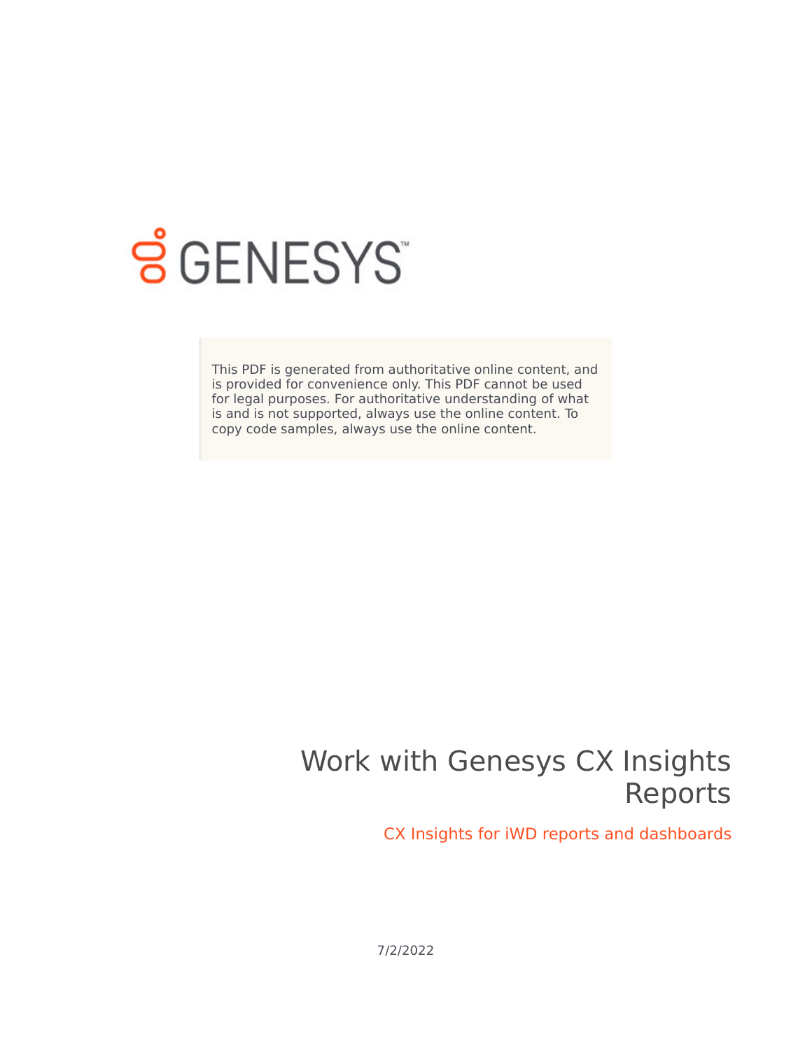GENESYS

This PDF is generated from authoritative online content, and is provided for convenience only. This PDF cannot be used for legal purposes. For authoritative understanding of what is and is not supported, always use the online content. To copy code samples, always use the online content.

# Work with Genesys CX Insights Reports

## CX Insights for iWD reports and dashboards

7/2/2022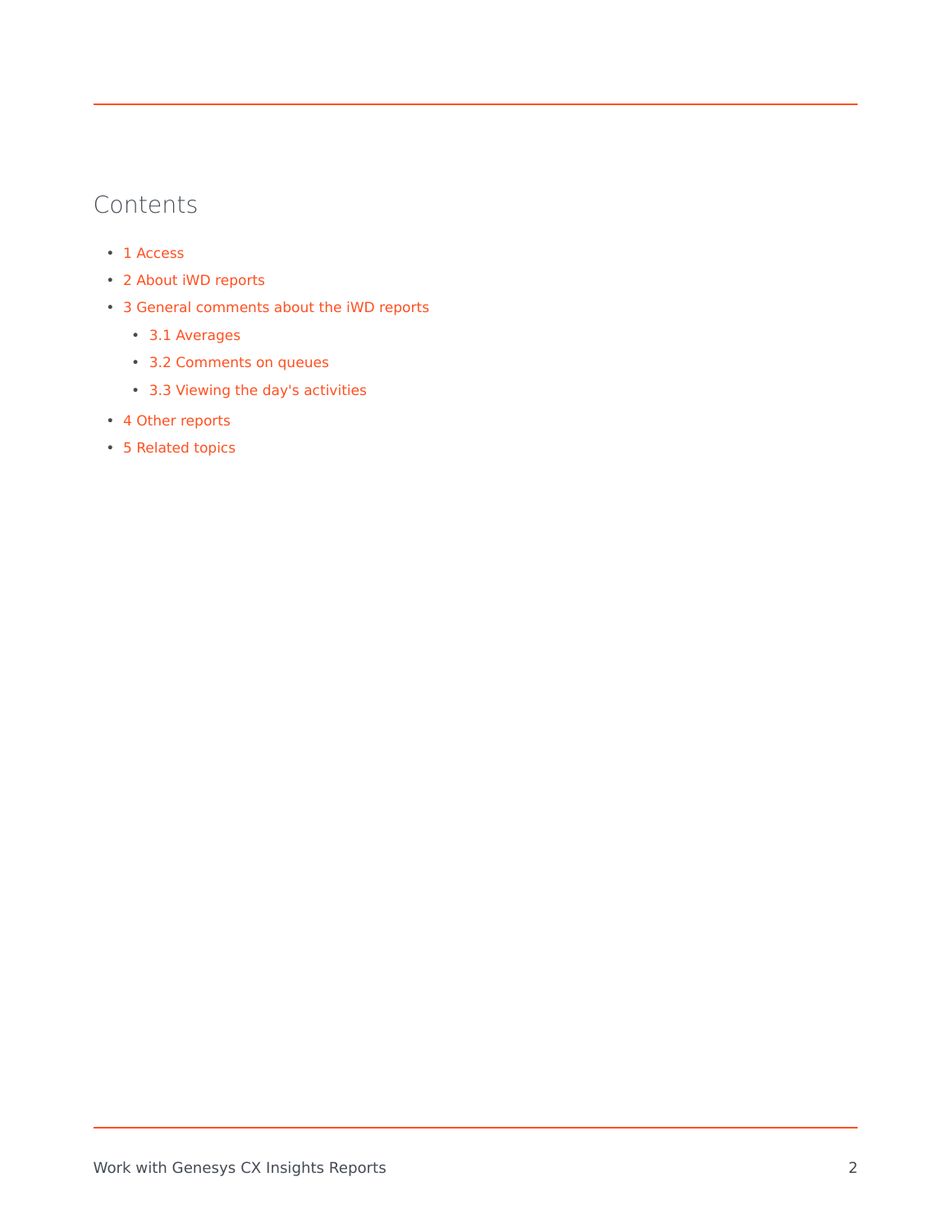## Contents

- 1 Access
- 2 About iWD reports
- 3 General comments about the iWD reports
  - 3.1 Averages
  - 3.2 Comments on queues
  - 3.3 Viewing the day's activities
- 4 Other reports
- 5 Related topics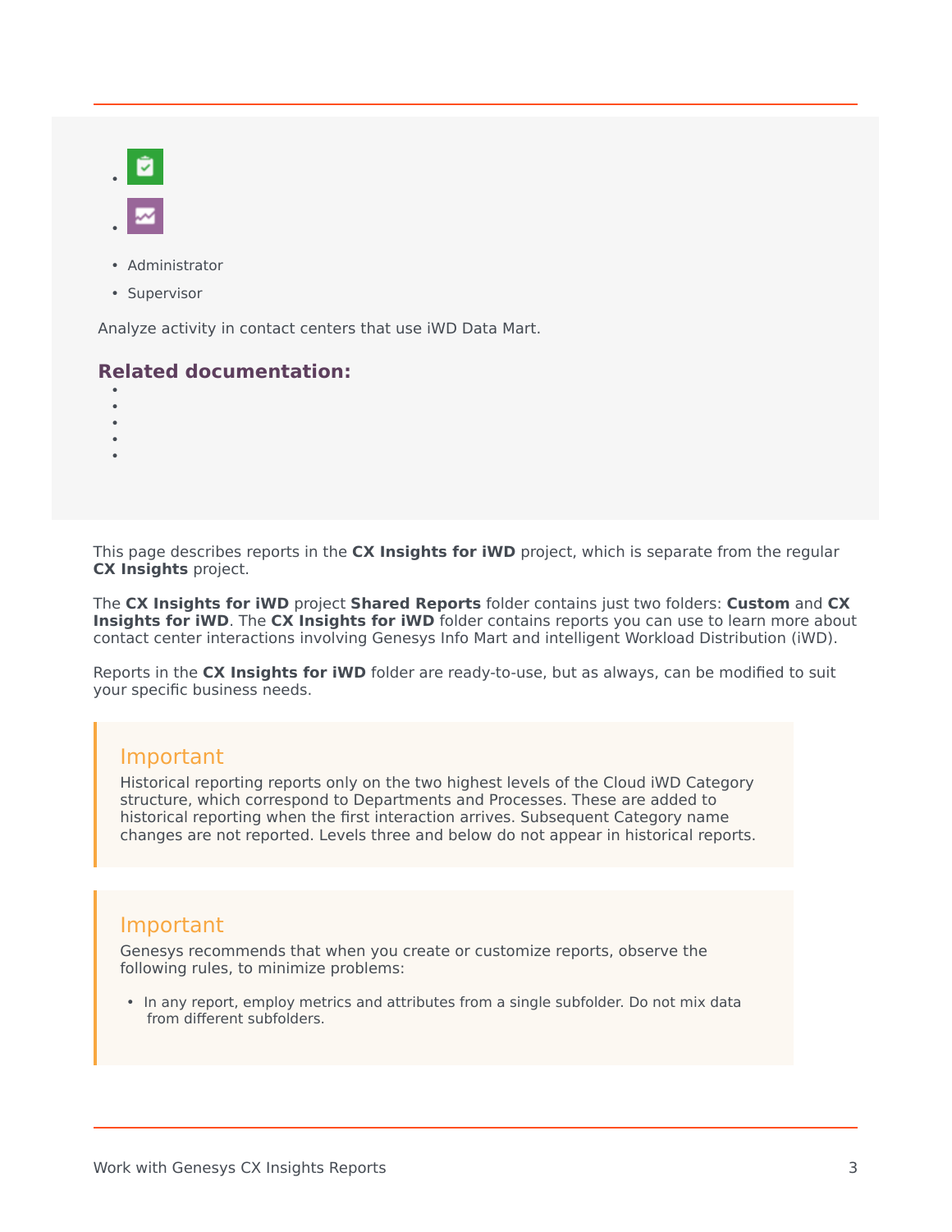- Administrator
- Supervisor

Analyze activity in contact centers that use iWD Data Mart.

**Related documentation:**

This page describes reports in the **CX Insights for iWD** project, which is separate from the regular **CX Insights** project.

The **CX Insights for iWD** project **Shared Reports** folder contains just two folders: **Custom** and **CX Insights for iWD**. The **CX Insights for iWD** folder contains reports you can use to learn more about contact center interactions involving Genesys Info Mart and intelligent Workload Distribution (iWD).

Reports in the **CX Insights for iWD** folder are ready-to-use, but as always, can be modified to suit your specific business needs.

> **Important**
>
> Historical reporting reports only on the two highest levels of the Cloud iWD Category structure, which correspond to Departments and Processes. These are added to historical reporting when the first interaction arrives. Subsequent Category name changes are not reported. Levels three and below do not appear in historical reports.

> **Important**
>
> Genesys recommends that when you create or customize reports, observe the following rules, to minimize problems:
>
> - In any report, employ metrics and attributes from a single subfolder. Do not mix data from different subfolders.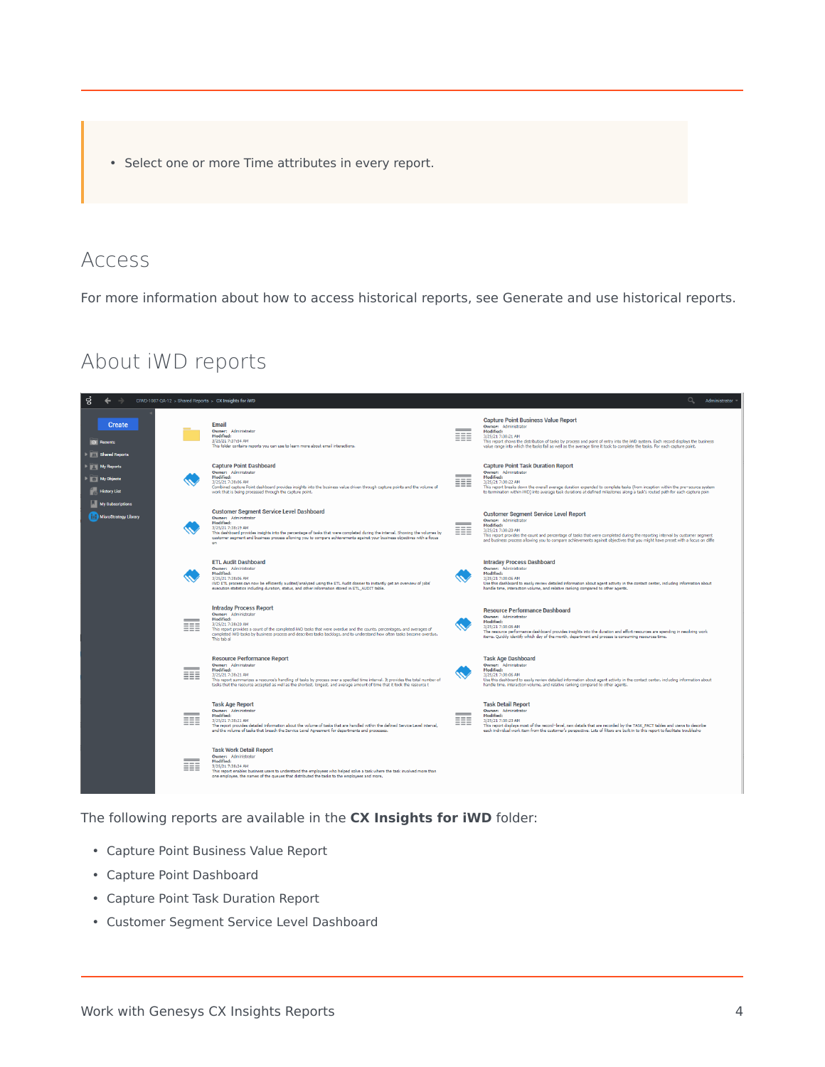- Select one or more Time attributes in every report.

## Access

For more information about how to access historical reports, see Generate and use historical reports.

## About iWD reports

The following reports are available in the **CX Insights for iWD** folder:

- Capture Point Business Value Report
- Capture Point Dashboard
- Capture Point Task Duration Report
- Customer Segment Service Level Dashboard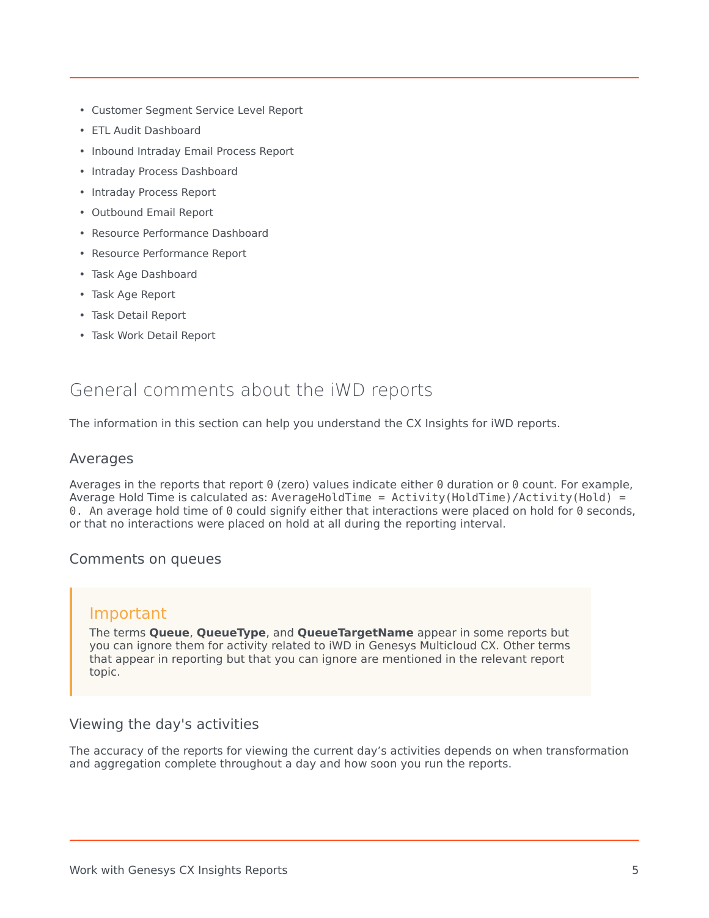- Customer Segment Service Level Report
- ETL Audit Dashboard
- Inbound Intraday Email Process Report
- Intraday Process Dashboard
- Intraday Process Report
- Outbound Email Report
- Resource Performance Dashboard
- Resource Performance Report
- Task Age Dashboard
- Task Age Report
- Task Detail Report
- Task Work Detail Report

## General comments about the iWD reports

The information in this section can help you understand the CX Insights for iWD reports.

### Averages

Averages in the reports that report `0` (zero) values indicate either `0` duration or `0` count. For example, Average Hold Time is calculated as: `AverageHoldTime = Activity(HoldTime)/Activity(Hold) = 0.` An average hold time of `0` could signify either that interactions were placed on hold for `0` seconds, or that no interactions were placed on hold at all during the reporting interval.

### Comments on queues

> **Important**
>
> The terms **Queue**, **QueueType**, and **QueueTargetName** appear in some reports but you can ignore them for activity related to iWD in Genesys Multicloud CX. Other terms that appear in reporting but that you can ignore are mentioned in the relevant report topic.

### Viewing the day's activities

The accuracy of the reports for viewing the current day's activities depends on when transformation and aggregation complete throughout a day and how soon you run the reports.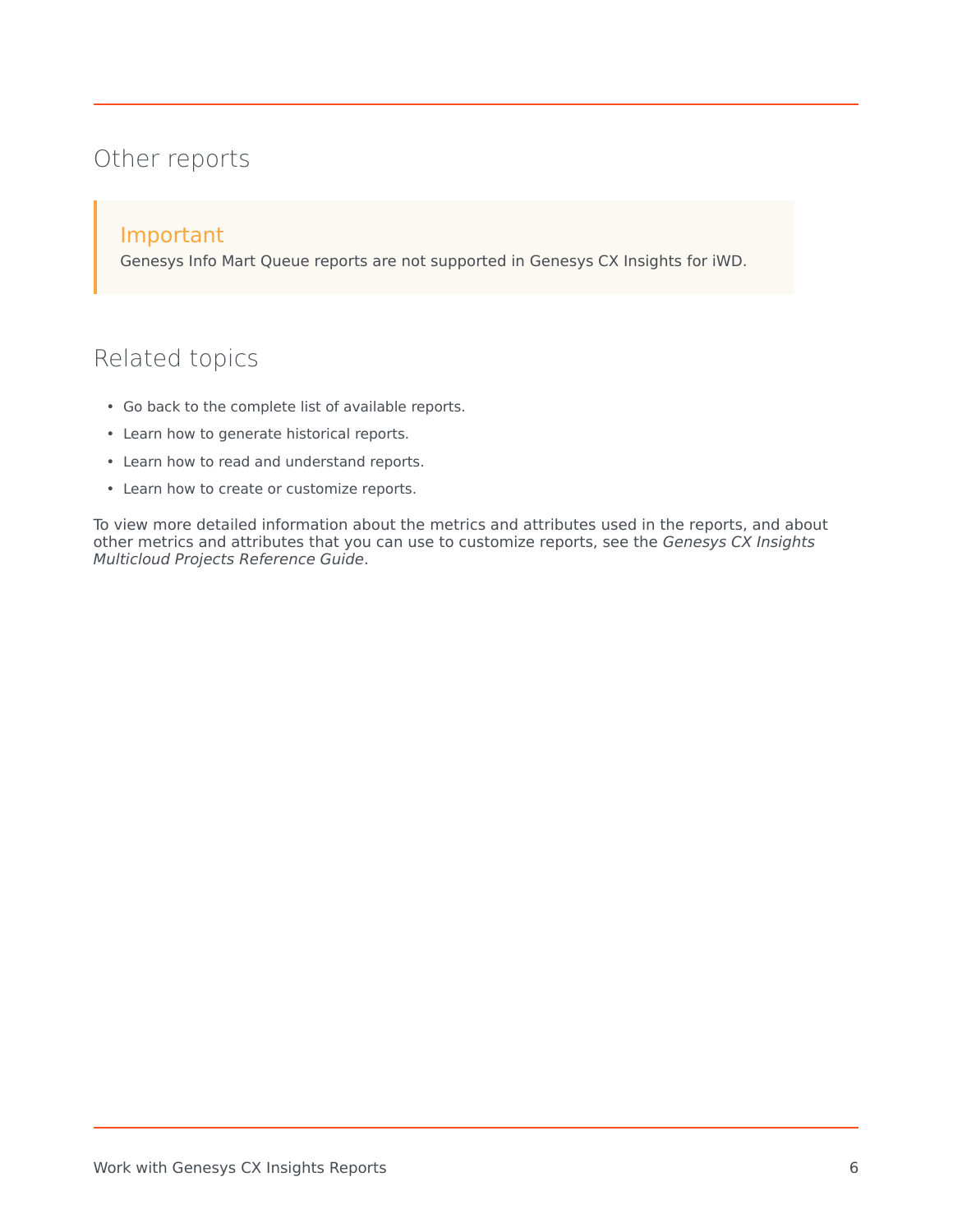## Other reports

> **Important**
>
> Genesys Info Mart Queue reports are not supported in Genesys CX Insights for iWD.

## Related topics

- Go back to the complete list of available reports.
- Learn how to generate historical reports.
- Learn how to read and understand reports.
- Learn how to create or customize reports.

To view more detailed information about the metrics and attributes used in the reports, and about other metrics and attributes that you can use to customize reports, see the *Genesys CX Insights Multicloud Projects Reference Guide*.